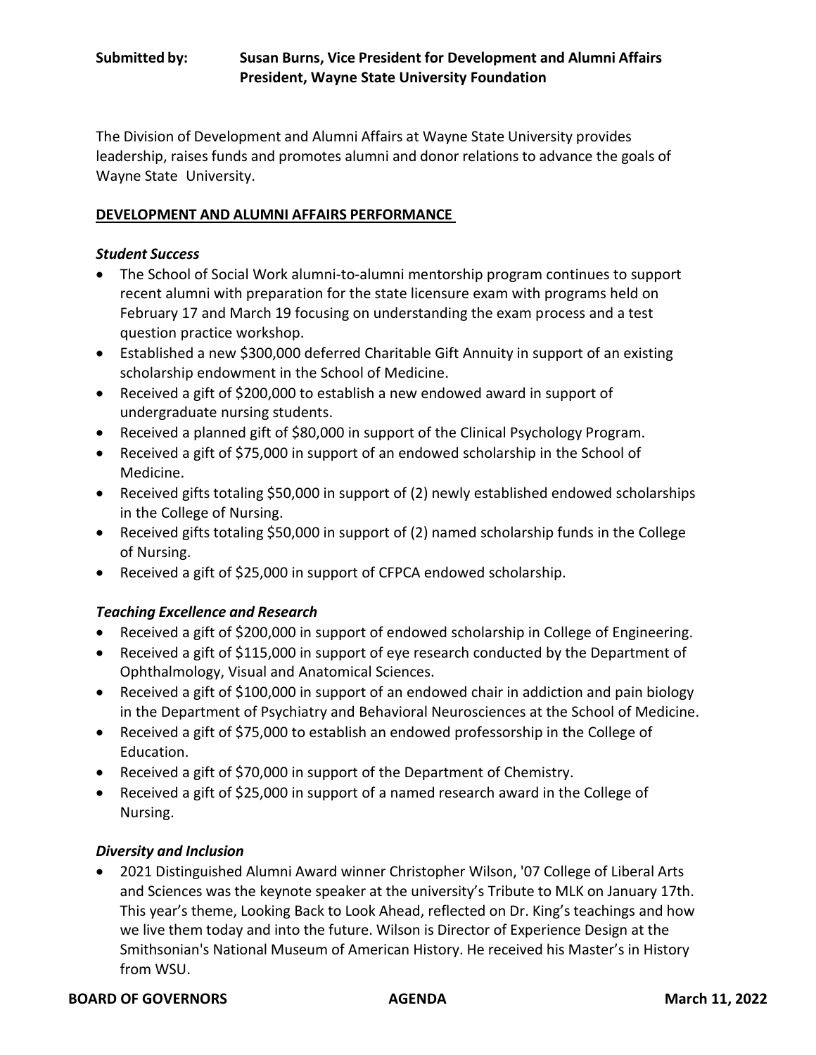**Submitted by:** **Susan Burns, Vice President for Development and Alumni Affairs**
**President, Wayne State University Foundation**

The Division of Development and Alumni Affairs at Wayne State University provides leadership, raises funds and promotes alumni and donor relations to advance the goals of Wayne State University.

## DEVELOPMENT AND ALUMNI AFFAIRS PERFORMANCE

### *Student Success*

- The School of Social Work alumni-to-alumni mentorship program continues to support recent alumni with preparation for the state licensure exam with programs held on February 17 and March 19 focusing on understanding the exam process and a test question practice workshop.
- Established a new $300,000 deferred Charitable Gift Annuity in support of an existing scholarship endowment in the School of Medicine.
- Received a gift of $200,000 to establish a new endowed award in support of undergraduate nursing students.
- Received a planned gift of $80,000 in support of the Clinical Psychology Program.
- Received a gift of $75,000 in support of an endowed scholarship in the School of Medicine.
- Received gifts totaling $50,000 in support of (2) newly established endowed scholarships in the College of Nursing.
- Received gifts totaling $50,000 in support of (2) named scholarship funds in the College of Nursing.
- Received a gift of $25,000 in support of CFPCA endowed scholarship.

### *Teaching Excellence and Research*

- Received a gift of $200,000 in support of endowed scholarship in College of Engineering.
- Received a gift of $115,000 in support of eye research conducted by the Department of Ophthalmology, Visual and Anatomical Sciences.
- Received a gift of $100,000 in support of an endowed chair in addiction and pain biology in the Department of Psychiatry and Behavioral Neurosciences at the School of Medicine.
- Received a gift of $75,000 to establish an endowed professorship in the College of Education.
- Received a gift of $70,000 in support of the Department of Chemistry.
- Received a gift of $25,000 in support of a named research award in the College of Nursing.

### *Diversity and Inclusion*

- 2021 Distinguished Alumni Award winner Christopher Wilson, '07 College of Liberal Arts and Sciences was the keynote speaker at the university's Tribute to MLK on January 17th. This year's theme, Looking Back to Look Ahead, reflected on Dr. King's teachings and how we live them today and into the future. Wilson is Director of Experience Design at the Smithsonian's National Museum of American History. He received his Master's in History from WSU.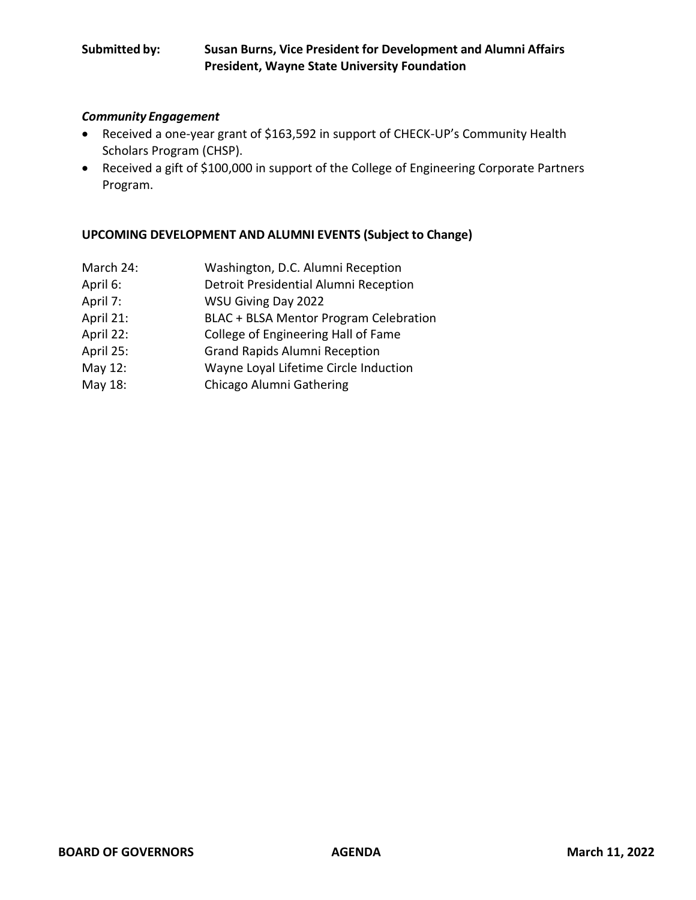**Submitted by:** **Susan Burns, Vice President for Development and Alumni Affairs**
**President, Wayne State University Foundation**

***Community Engagement***

- Received a one-year grant of $163,592 in support of CHECK-UP's Community Health Scholars Program (CHSP).
- Received a gift of $100,000 in support of the College of Engineering Corporate Partners Program.

**UPCOMING DEVELOPMENT AND ALUMNI EVENTS (Subject to Change)**

| | |
|---|---|
| March 24: | Washington, D.C. Alumni Reception |
| April 6: | Detroit Presidential Alumni Reception |
| April 7: | WSU Giving Day 2022 |
| April 21: | BLAC + BLSA Mentor Program Celebration |
| April 22: | College of Engineering Hall of Fame |
| April 25: | Grand Rapids Alumni Reception |
| May 12: | Wayne Loyal Lifetime Circle Induction |
| May 18: | Chicago Alumni Gathering |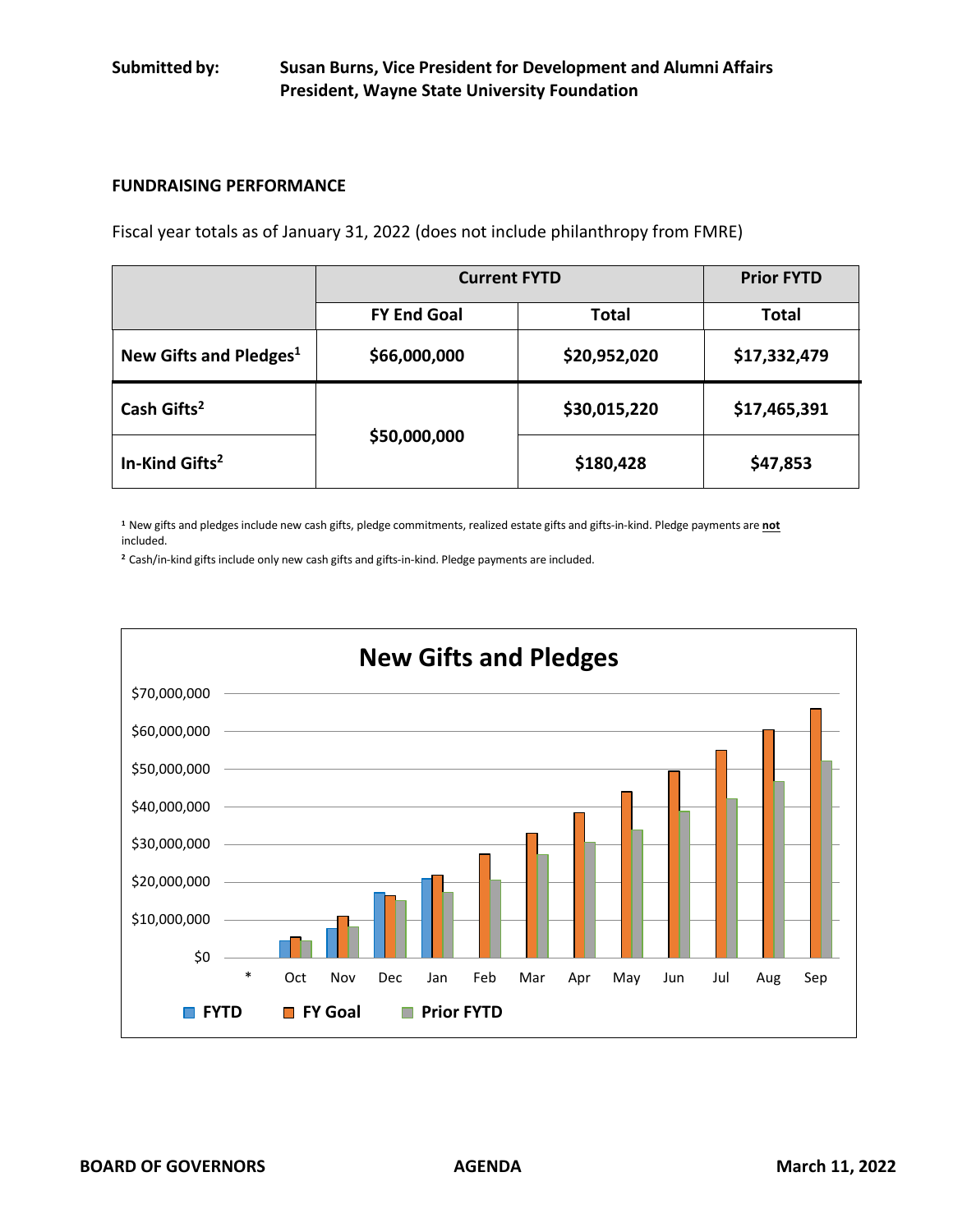**Submitted by:** **Susan Burns, Vice President for Development and Alumni Affairs**
**President, Wayne State University Foundation**

## FUNDRAISING PERFORMANCE

Fiscal year totals as of January 31, 2022 (does not include philanthropy from FMRE)

| | Current FYTD | | Prior FYTD |
|---|---|---|---|
| | **FY End Goal** | **Total** | **Total** |
| **New Gifts and Pledges[1]** | **$66,000,000** | **$20,952,020** | **$17,332,479** |
| **Cash Gifts[2]** | **$50,000,000** | **$30,015,220** | **$17,465,391** |
| **In-Kind Gifts[2]** | | **$180,428** | **$47,853** |

[1] New gifts and pledges include new cash gifts, pledge commitments, realized estate gifts and gifts-in-kind. Pledge payments are **not** included.

[2] Cash/in-kind gifts include only new cash gifts and gifts-in-kind. Pledge payments are included.

**New Gifts and Pledges**

$70,000,000
$60,000,000
$50,000,000
$40,000,000
$30,000,000
$20,000,000
$10,000,000
$0

\* Oct Nov Dec Jan Feb Mar Apr May Jun Jul Aug Sep

FYTD FY Goal Prior FYTD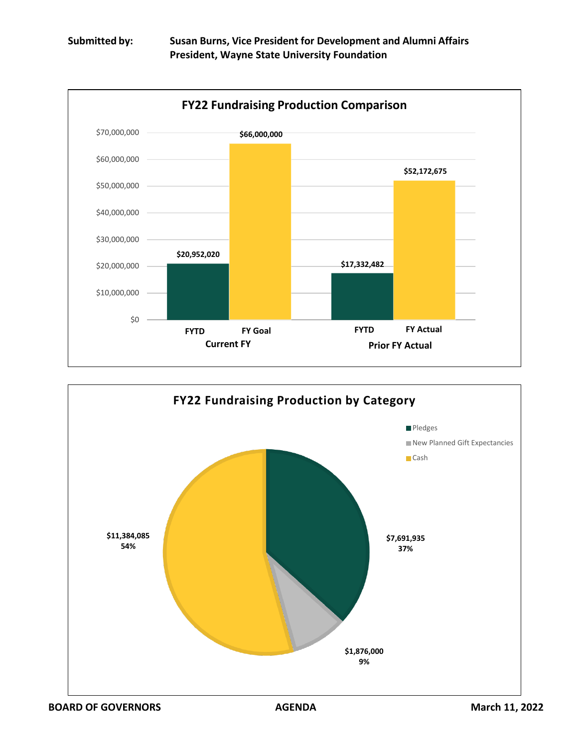**Submitted by:** **Susan Burns, Vice President for Development and Alumni Affairs**
**President, Wayne State University Foundation**

**FY22 Fundraising Production Comparison**

$70,000,000
$60,000,000
$50,000,000
$40,000,000
$30,000,000
$20,000,000
$10,000,000
$0

$20,952,020
$66,000,000
$17,332,482
$52,172,675

FYTD
FY Goal
Current FY

FYTD
FY Actual
Prior FY Actual

**FY22 Fundraising Production by Category**

Pledges
New Planned Gift Expectancies
Cash

$11,384,085
54%

$7,691,935
37%

$1,876,000
9%